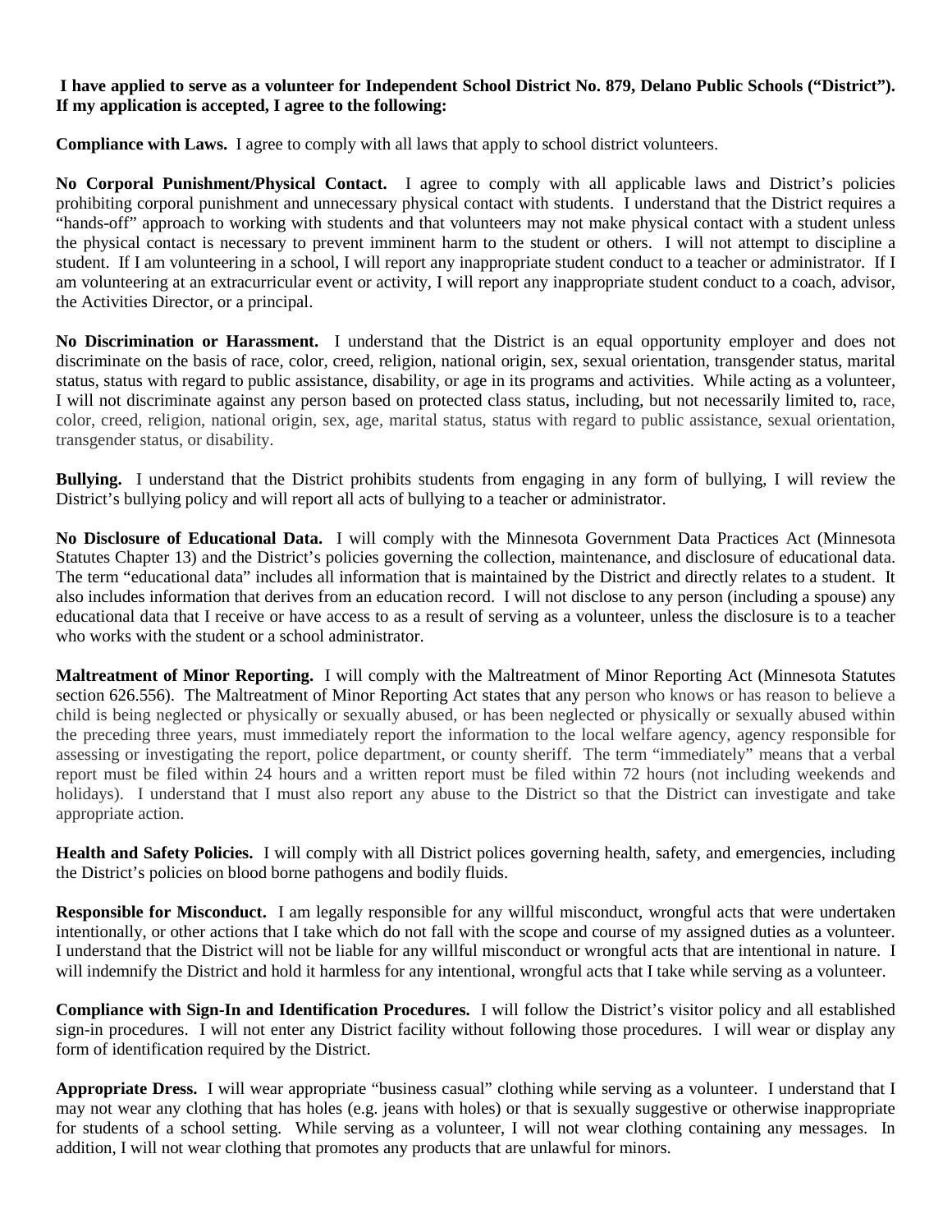**I have applied to serve as a volunteer for Independent School District No. 879, Delano Public Schools ("District"). If my application is accepted, I agree to the following:**

**Compliance with Laws.** I agree to comply with all laws that apply to school district volunteers.

**No Corporal Punishment/Physical Contact.** I agree to comply with all applicable laws and District's policies prohibiting corporal punishment and unnecessary physical contact with students. I understand that the District requires a "hands-off" approach to working with students and that volunteers may not make physical contact with a student unless the physical contact is necessary to prevent imminent harm to the student or others. I will not attempt to discipline a student. If I am volunteering in a school, I will report any inappropriate student conduct to a teacher or administrator. If I am volunteering at an extracurricular event or activity, I will report any inappropriate student conduct to a coach, advisor, the Activities Director, or a principal.

**No Discrimination or Harassment.** I understand that the District is an equal opportunity employer and does not discriminate on the basis of race, color, creed, religion, national origin, sex, sexual orientation, transgender status, marital status, status with regard to public assistance, disability, or age in its programs and activities. While acting as a volunteer, I will not discriminate against any person based on protected class status, including, but not necessarily limited to, race, color, creed, religion, national origin, sex, age, marital status, status with regard to public assistance, sexual orientation, transgender status, or disability.

**Bullying.** I understand that the District prohibits students from engaging in any form of bullying, I will review the District's bullying policy and will report all acts of bullying to a teacher or administrator.

**No Disclosure of Educational Data.** I will comply with the Minnesota Government Data Practices Act (Minnesota Statutes Chapter 13) and the District's policies governing the collection, maintenance, and disclosure of educational data. The term "educational data" includes all information that is maintained by the District and directly relates to a student. It also includes information that derives from an education record. I will not disclose to any person (including a spouse) any educational data that I receive or have access to as a result of serving as a volunteer, unless the disclosure is to a teacher who works with the student or a school administrator.

**Maltreatment of Minor Reporting.** I will comply with the Maltreatment of Minor Reporting Act (Minnesota Statutes section 626.556). The Maltreatment of Minor Reporting Act states that any person who knows or has reason to believe a child is being neglected or physically or sexually abused, or has been neglected or physically or sexually abused within the preceding three years, must immediately report the information to the local welfare agency, agency responsible for assessing or investigating the report, police department, or county sheriff. The term "immediately" means that a verbal report must be filed within 24 hours and a written report must be filed within 72 hours (not including weekends and holidays). I understand that I must also report any abuse to the District so that the District can investigate and take appropriate action.

**Health and Safety Policies.** I will comply with all District polices governing health, safety, and emergencies, including the District's policies on blood borne pathogens and bodily fluids.

**Responsible for Misconduct.** I am legally responsible for any willful misconduct, wrongful acts that were undertaken intentionally, or other actions that I take which do not fall with the scope and course of my assigned duties as a volunteer. I understand that the District will not be liable for any willful misconduct or wrongful acts that are intentional in nature. I will indemnify the District and hold it harmless for any intentional, wrongful acts that I take while serving as a volunteer.

**Compliance with Sign-In and Identification Procedures.** I will follow the District's visitor policy and all established sign-in procedures. I will not enter any District facility without following those procedures. I will wear or display any form of identification required by the District.

**Appropriate Dress.** I will wear appropriate "business casual" clothing while serving as a volunteer. I understand that I may not wear any clothing that has holes (e.g. jeans with holes) or that is sexually suggestive or otherwise inappropriate for students of a school setting. While serving as a volunteer, I will not wear clothing containing any messages. In addition, I will not wear clothing that promotes any products that are unlawful for minors.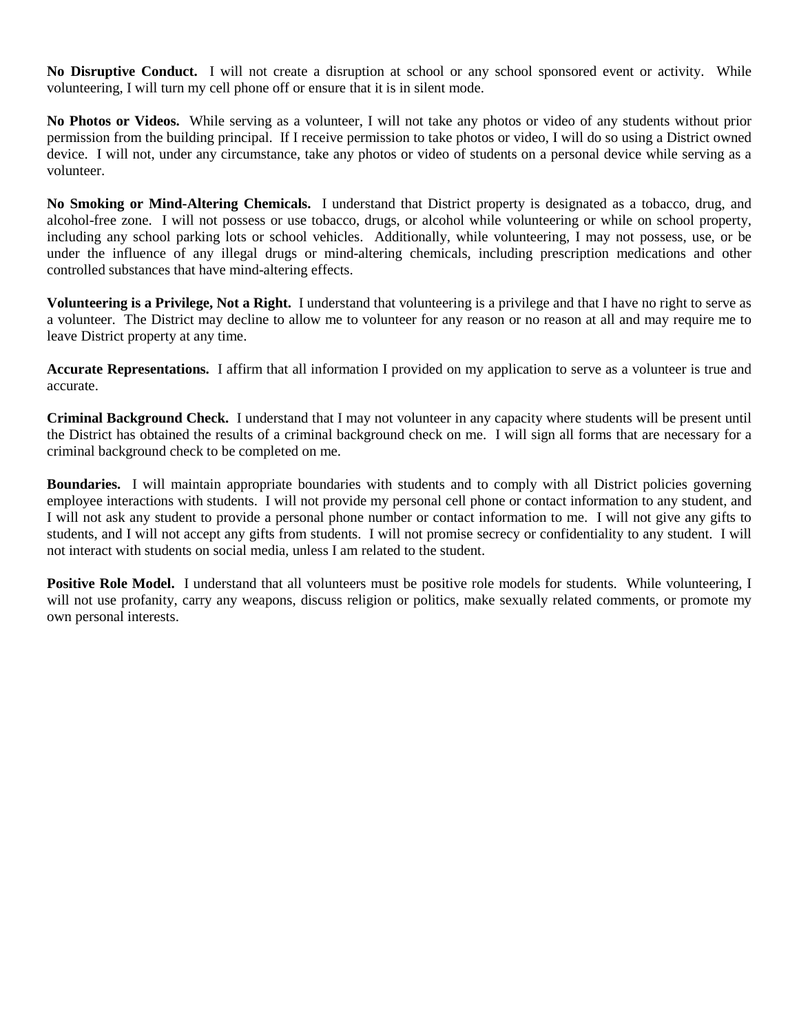**No Disruptive Conduct.** I will not create a disruption at school or any school sponsored event or activity. While volunteering, I will turn my cell phone off or ensure that it is in silent mode.

**No Photos or Videos.** While serving as a volunteer, I will not take any photos or video of any students without prior permission from the building principal. If I receive permission to take photos or video, I will do so using a District owned device. I will not, under any circumstance, take any photos or video of students on a personal device while serving as a volunteer.

**No Smoking or Mind-Altering Chemicals.** I understand that District property is designated as a tobacco, drug, and alcohol-free zone. I will not possess or use tobacco, drugs, or alcohol while volunteering or while on school property, including any school parking lots or school vehicles. Additionally, while volunteering, I may not possess, use, or be under the influence of any illegal drugs or mind-altering chemicals, including prescription medications and other controlled substances that have mind-altering effects.

**Volunteering is a Privilege, Not a Right.** I understand that volunteering is a privilege and that I have no right to serve as a volunteer. The District may decline to allow me to volunteer for any reason or no reason at all and may require me to leave District property at any time.

**Accurate Representations.** I affirm that all information I provided on my application to serve as a volunteer is true and accurate.

**Criminal Background Check.** I understand that I may not volunteer in any capacity where students will be present until the District has obtained the results of a criminal background check on me. I will sign all forms that are necessary for a criminal background check to be completed on me.

**Boundaries.** I will maintain appropriate boundaries with students and to comply with all District policies governing employee interactions with students. I will not provide my personal cell phone or contact information to any student, and I will not ask any student to provide a personal phone number or contact information to me. I will not give any gifts to students, and I will not accept any gifts from students. I will not promise secrecy or confidentiality to any student. I will not interact with students on social media, unless I am related to the student.

**Positive Role Model.** I understand that all volunteers must be positive role models for students. While volunteering, I will not use profanity, carry any weapons, discuss religion or politics, make sexually related comments, or promote my own personal interests.